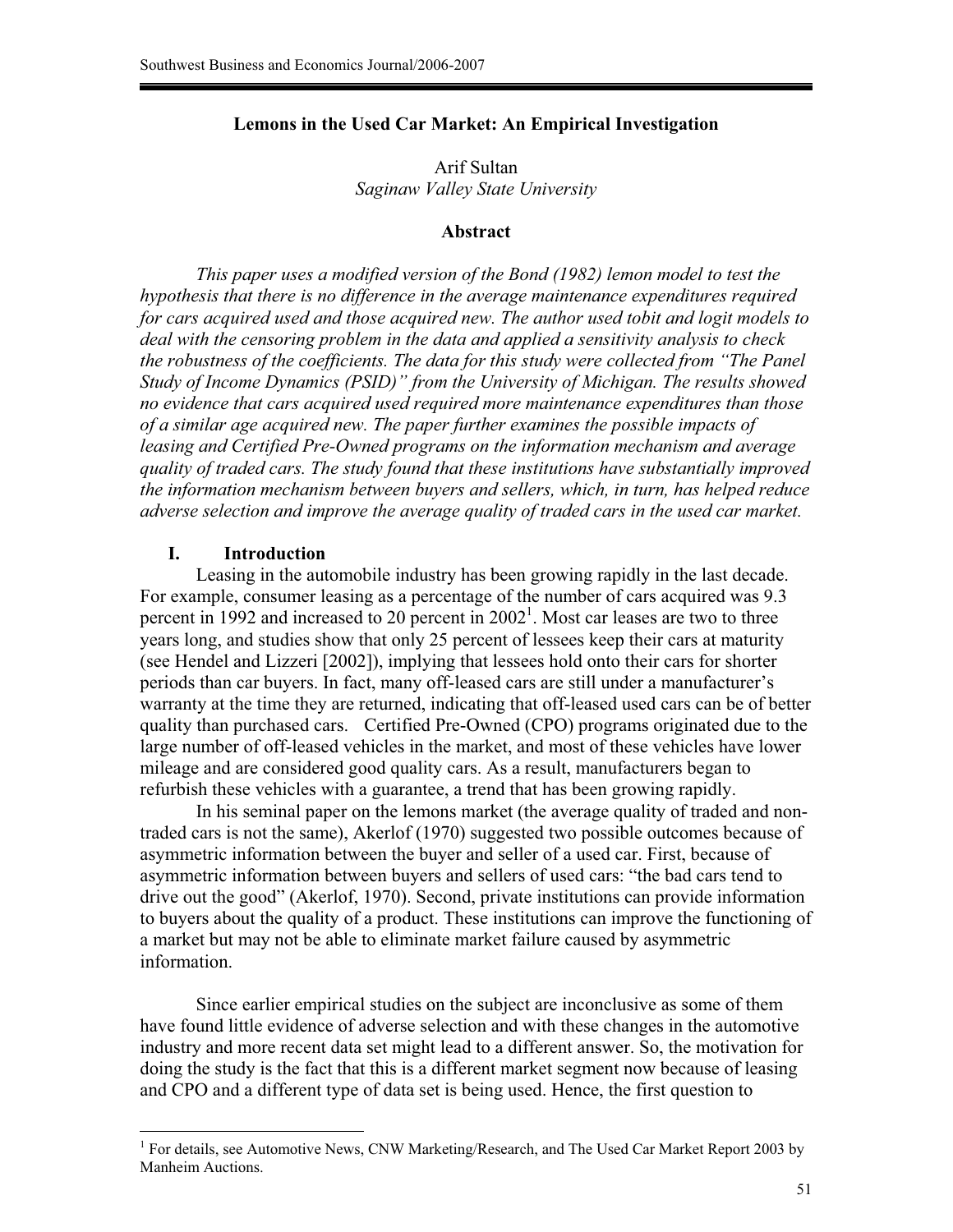# Lemons in the Used Car Market: An Empirical Investigation

Arif Sultan
*Saginaw Valley State University*

## Abstract

*This paper uses a modified version of the Bond (1982) lemon model to test the hypothesis that there is no difference in the average maintenance expenditures required for cars acquired used and those acquired new. The author used tobit and logit models to deal with the censoring problem in the data and applied a sensitivity analysis to check the robustness of the coefficients. The data for this study were collected from "The Panel Study of Income Dynamics (PSID)" from the University of Michigan. The results showed no evidence that cars acquired used required more maintenance expenditures than those of a similar age acquired new. The paper further examines the possible impacts of leasing and Certified Pre-Owned programs on the information mechanism and average quality of traded cars. The study found that these institutions have substantially improved the information mechanism between buyers and sellers, which, in turn, has helped reduce adverse selection and improve the average quality of traded cars in the used car market.*

## I. Introduction

Leasing in the automobile industry has been growing rapidly in the last decade. For example, consumer leasing as a percentage of the number of cars acquired was 9.3 percent in 1992 and increased to 20 percent in 2002[1]. Most car leases are two to three years long, and studies show that only 25 percent of lessees keep their cars at maturity (see Hendel and Lizzeri [2002]), implying that lessees hold onto their cars for shorter periods than car buyers. In fact, many off-leased cars are still under a manufacturer's warranty at the time they are returned, indicating that off-leased used cars can be of better quality than purchased cars. Certified Pre-Owned (CPO) programs originated due to the large number of off-leased vehicles in the market, and most of these vehicles have lower mileage and are considered good quality cars. As a result, manufacturers began to refurbish these vehicles with a guarantee, a trend that has been growing rapidly.

In his seminal paper on the lemons market (the average quality of traded and non-traded cars is not the same), Akerlof (1970) suggested two possible outcomes because of asymmetric information between the buyer and seller of a used car. First, because of asymmetric information between buyers and sellers of used cars: "the bad cars tend to drive out the good" (Akerlof, 1970). Second, private institutions can provide information to buyers about the quality of a product. These institutions can improve the functioning of a market but may not be able to eliminate market failure caused by asymmetric information.

Since earlier empirical studies on the subject are inconclusive as some of them have found little evidence of adverse selection and with these changes in the automotive industry and more recent data set might lead to a different answer. So, the motivation for doing the study is the fact that this is a different market segment now because of leasing and CPO and a different type of data set is being used. Hence, the first question to

[1] For details, see Automotive News, CNW Marketing/Research, and The Used Car Market Report 2003 by Manheim Auctions.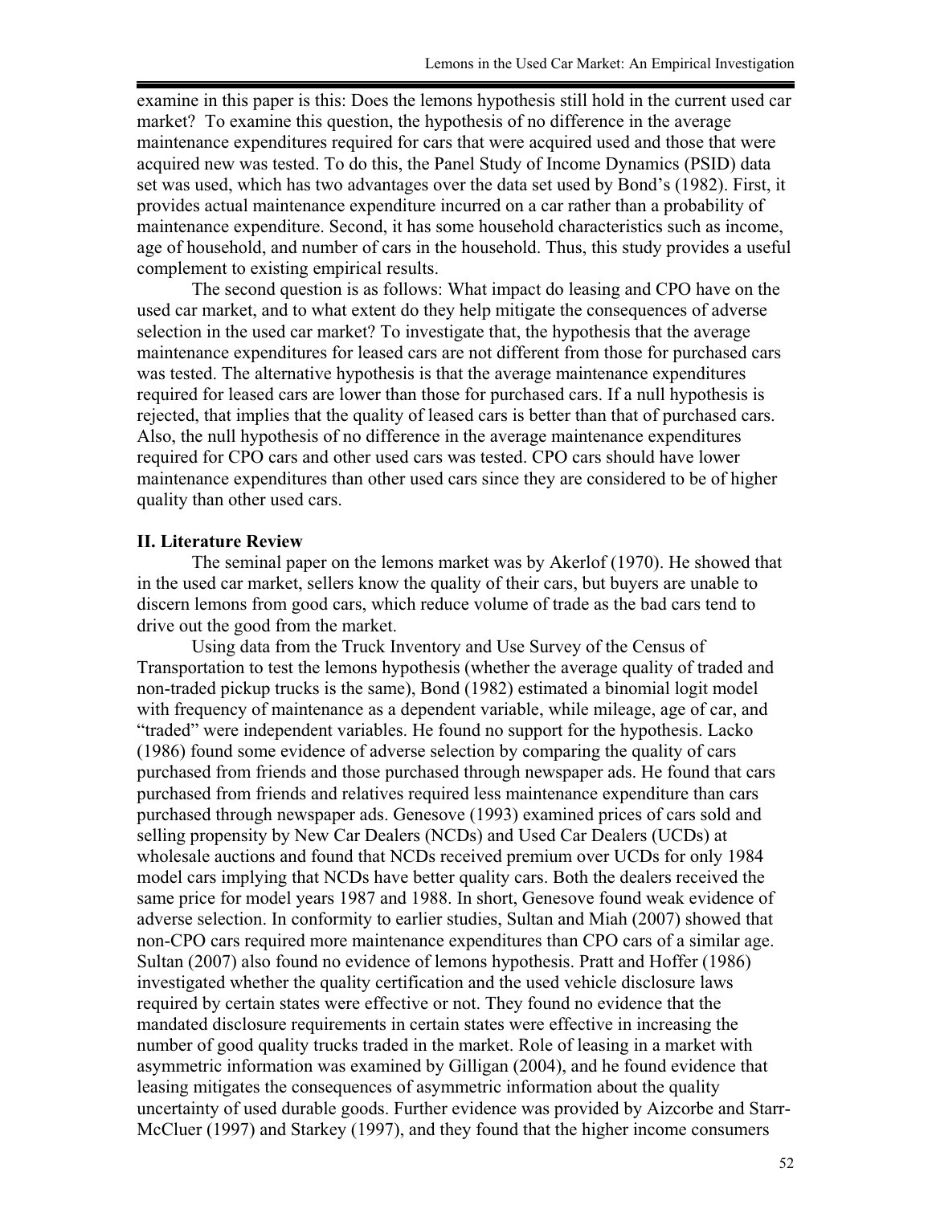examine in this paper is this: Does the lemons hypothesis still hold in the current used car market? To examine this question, the hypothesis of no difference in the average maintenance expenditures required for cars that were acquired used and those that were acquired new was tested. To do this, the Panel Study of Income Dynamics (PSID) data set was used, which has two advantages over the data set used by Bond's (1982). First, it provides actual maintenance expenditure incurred on a car rather than a probability of maintenance expenditure. Second, it has some household characteristics such as income, age of household, and number of cars in the household. Thus, this study provides a useful complement to existing empirical results.

The second question is as follows: What impact do leasing and CPO have on the used car market, and to what extent do they help mitigate the consequences of adverse selection in the used car market? To investigate that, the hypothesis that the average maintenance expenditures for leased cars are not different from those for purchased cars was tested. The alternative hypothesis is that the average maintenance expenditures required for leased cars are lower than those for purchased cars. If a null hypothesis is rejected, that implies that the quality of leased cars is better than that of purchased cars. Also, the null hypothesis of no difference in the average maintenance expenditures required for CPO cars and other used cars was tested. CPO cars should have lower maintenance expenditures than other used cars since they are considered to be of higher quality than other used cars.

## II. Literature Review

The seminal paper on the lemons market was by Akerlof (1970). He showed that in the used car market, sellers know the quality of their cars, but buyers are unable to discern lemons from good cars, which reduce volume of trade as the bad cars tend to drive out the good from the market.

Using data from the Truck Inventory and Use Survey of the Census of Transportation to test the lemons hypothesis (whether the average quality of traded and non-traded pickup trucks is the same), Bond (1982) estimated a binomial logit model with frequency of maintenance as a dependent variable, while mileage, age of car, and "traded" were independent variables. He found no support for the hypothesis. Lacko (1986) found some evidence of adverse selection by comparing the quality of cars purchased from friends and those purchased through newspaper ads. He found that cars purchased from friends and relatives required less maintenance expenditure than cars purchased through newspaper ads. Genesove (1993) examined prices of cars sold and selling propensity by New Car Dealers (NCDs) and Used Car Dealers (UCDs) at wholesale auctions and found that NCDs received premium over UCDs for only 1984 model cars implying that NCDs have better quality cars. Both the dealers received the same price for model years 1987 and 1988. In short, Genesove found weak evidence of adverse selection. In conformity to earlier studies, Sultan and Miah (2007) showed that non-CPO cars required more maintenance expenditures than CPO cars of a similar age. Sultan (2007) also found no evidence of lemons hypothesis. Pratt and Hoffer (1986) investigated whether the quality certification and the used vehicle disclosure laws required by certain states were effective or not. They found no evidence that the mandated disclosure requirements in certain states were effective in increasing the number of good quality trucks traded in the market. Role of leasing in a market with asymmetric information was examined by Gilligan (2004), and he found evidence that leasing mitigates the consequences of asymmetric information about the quality uncertainty of used durable goods. Further evidence was provided by Aizcorbe and Starr-McCluer (1997) and Starkey (1997), and they found that the higher income consumers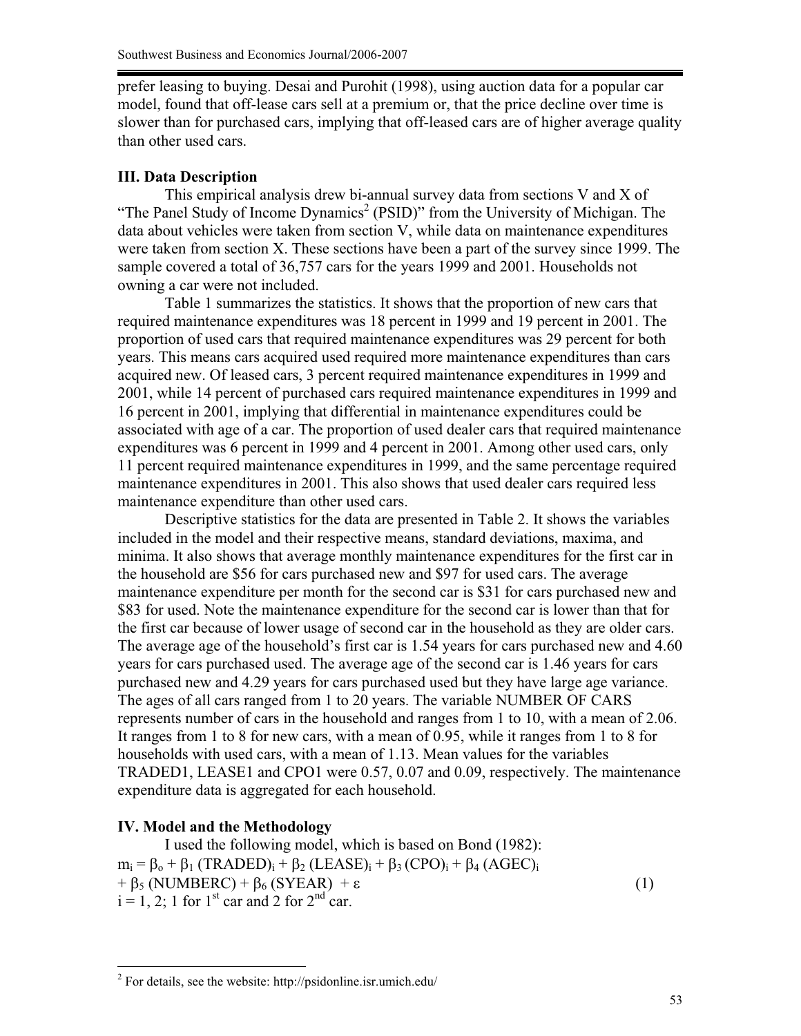prefer leasing to buying. Desai and Purohit (1998), using auction data for a popular car model, found that off-lease cars sell at a premium or, that the price decline over time is slower than for purchased cars, implying that off-leased cars are of higher average quality than other used cars.

### III. Data Description

This empirical analysis drew bi-annual survey data from sections V and X of "The Panel Study of Income Dynamics[2] (PSID)" from the University of Michigan. The data about vehicles were taken from section V, while data on maintenance expenditures were taken from section X. These sections have been a part of the survey since 1999. The sample covered a total of 36,757 cars for the years 1999 and 2001. Households not owning a car were not included.

Table 1 summarizes the statistics. It shows that the proportion of new cars that required maintenance expenditures was 18 percent in 1999 and 19 percent in 2001. The proportion of used cars that required maintenance expenditures was 29 percent for both years. This means cars acquired used required more maintenance expenditures than cars acquired new. Of leased cars, 3 percent required maintenance expenditures in 1999 and 2001, while 14 percent of purchased cars required maintenance expenditures in 1999 and 16 percent in 2001, implying that differential in maintenance expenditures could be associated with age of a car. The proportion of used dealer cars that required maintenance expenditures was 6 percent in 1999 and 4 percent in 2001. Among other used cars, only 11 percent required maintenance expenditures in 1999, and the same percentage required maintenance expenditures in 2001. This also shows that used dealer cars required less maintenance expenditure than other used cars.

Descriptive statistics for the data are presented in Table 2. It shows the variables included in the model and their respective means, standard deviations, maxima, and minima. It also shows that average monthly maintenance expenditures for the first car in the household are \$56 for cars purchased new and \$97 for used cars. The average maintenance expenditure per month for the second car is \$31 for cars purchased new and \$83 for used. Note the maintenance expenditure for the second car is lower than that for the first car because of lower usage of second car in the household as they are older cars. The average age of the household's first car is 1.54 years for cars purchased new and 4.60 years for cars purchased used. The average age of the second car is 1.46 years for cars purchased new and 4.29 years for cars purchased used but they have large age variance. The ages of all cars ranged from 1 to 20 years. The variable NUMBER OF CARS represents number of cars in the household and ranges from 1 to 10, with a mean of 2.06. It ranges from 1 to 8 for new cars, with a mean of 0.95, while it ranges from 1 to 8 for households with used cars, with a mean of 1.13. Mean values for the variables TRADED1, LEASE1 and CPO1 were 0.57, 0.07 and 0.09, respectively. The maintenance expenditure data is aggregated for each household.

### IV. Model and the Methodology

I used the following model, which is based on Bond (1982):

$$m_i = \beta_o + \beta_1 (\text{TRADED})_i + \beta_2 (\text{LEASE})_i + \beta_3 (\text{CPO})_i + \beta_4 (\text{AGEC})_i + \beta_5 (\text{NUMBERC}) + \beta_6 (\text{SYEAR}) + \varepsilon \qquad (1)$$

$i = 1, 2$; 1 for 1st car and 2 for 2nd car.

[2] For details, see the website: http://psidonline.isr.umich.edu/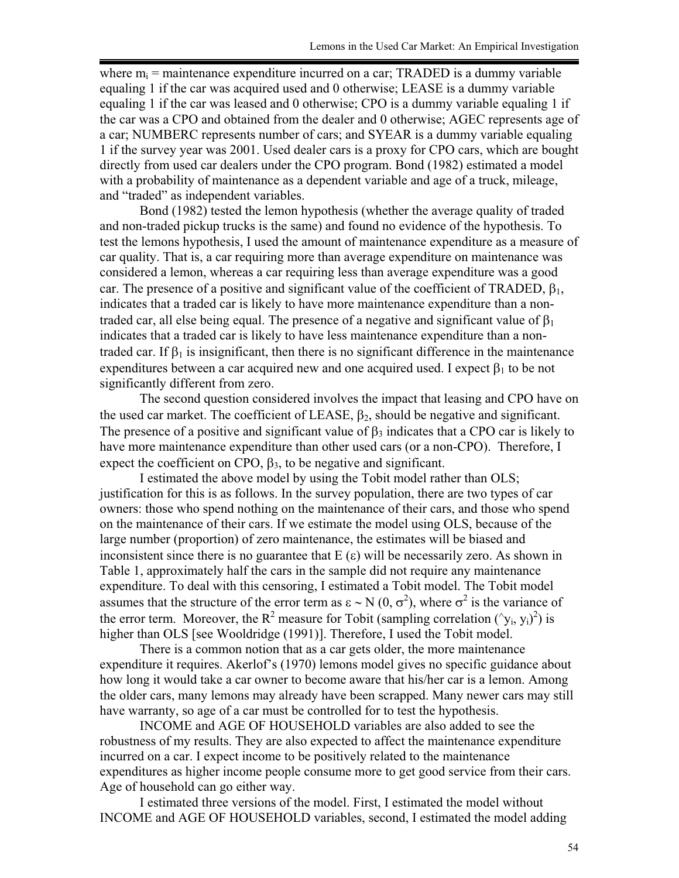where $m_i$ = maintenance expenditure incurred on a car; TRADED is a dummy variable equaling 1 if the car was acquired used and 0 otherwise; LEASE is a dummy variable equaling 1 if the car was leased and 0 otherwise; CPO is a dummy variable equaling 1 if the car was a CPO and obtained from the dealer and 0 otherwise; AGEC represents age of a car; NUMBERC represents number of cars; and SYEAR is a dummy variable equaling 1 if the survey year was 2001. Used dealer cars is a proxy for CPO cars, which are bought directly from used car dealers under the CPO program. Bond (1982) estimated a model with a probability of maintenance as a dependent variable and age of a truck, mileage, and "traded" as independent variables.

Bond (1982) tested the lemon hypothesis (whether the average quality of traded and non-traded pickup trucks is the same) and found no evidence of the hypothesis. To test the lemons hypothesis, I used the amount of maintenance expenditure as a measure of car quality. That is, a car requiring more than average expenditure on maintenance was considered a lemon, whereas a car requiring less than average expenditure was a good car. The presence of a positive and significant value of the coefficient of TRADED, $\beta_1$, indicates that a traded car is likely to have more maintenance expenditure than a non-traded car, all else being equal. The presence of a negative and significant value of $\beta_1$ indicates that a traded car is likely to have less maintenance expenditure than a non-traded car. If $\beta_1$ is insignificant, then there is no significant difference in the maintenance expenditures between a car acquired new and one acquired used. I expect $\beta_1$ to be not significantly different from zero.

The second question considered involves the impact that leasing and CPO have on the used car market. The coefficient of LEASE, $\beta_2$, should be negative and significant. The presence of a positive and significant value of $\beta_3$ indicates that a CPO car is likely to have more maintenance expenditure than other used cars (or a non-CPO). Therefore, I expect the coefficient on CPO, $\beta_3$, to be negative and significant.

I estimated the above model by using the Tobit model rather than OLS; justification for this is as follows. In the survey population, there are two types of car owners: those who spend nothing on the maintenance of their cars, and those who spend on the maintenance of their cars. If we estimate the model using OLS, because of the large number (proportion) of zero maintenance, the estimates will be biased and inconsistent since there is no guarantee that E ($\varepsilon$) will be necessarily zero. As shown in Table 1, approximately half the cars in the sample did not require any maintenance expenditure. To deal with this censoring, I estimated a Tobit model. The Tobit model assumes that the structure of the error term as $\varepsilon \sim N(0, \sigma^2)$, where $\sigma^2$ is the variance of the error term. Moreover, the $R^2$ measure for Tobit (sampling correlation $(\hat{y}_i, y_i)^2$) is higher than OLS [see Wooldridge (1991)]. Therefore, I used the Tobit model.

There is a common notion that as a car gets older, the more maintenance expenditure it requires. Akerlof's (1970) lemons model gives no specific guidance about how long it would take a car owner to become aware that his/her car is a lemon. Among the older cars, many lemons may already have been scrapped. Many newer cars may still have warranty, so age of a car must be controlled for to test the hypothesis.

INCOME and AGE OF HOUSEHOLD variables are also added to see the robustness of my results. They are also expected to affect the maintenance expenditure incurred on a car. I expect income to be positively related to the maintenance expenditures as higher income people consume more to get good service from their cars. Age of household can go either way.

I estimated three versions of the model. First, I estimated the model without INCOME and AGE OF HOUSEHOLD variables, second, I estimated the model adding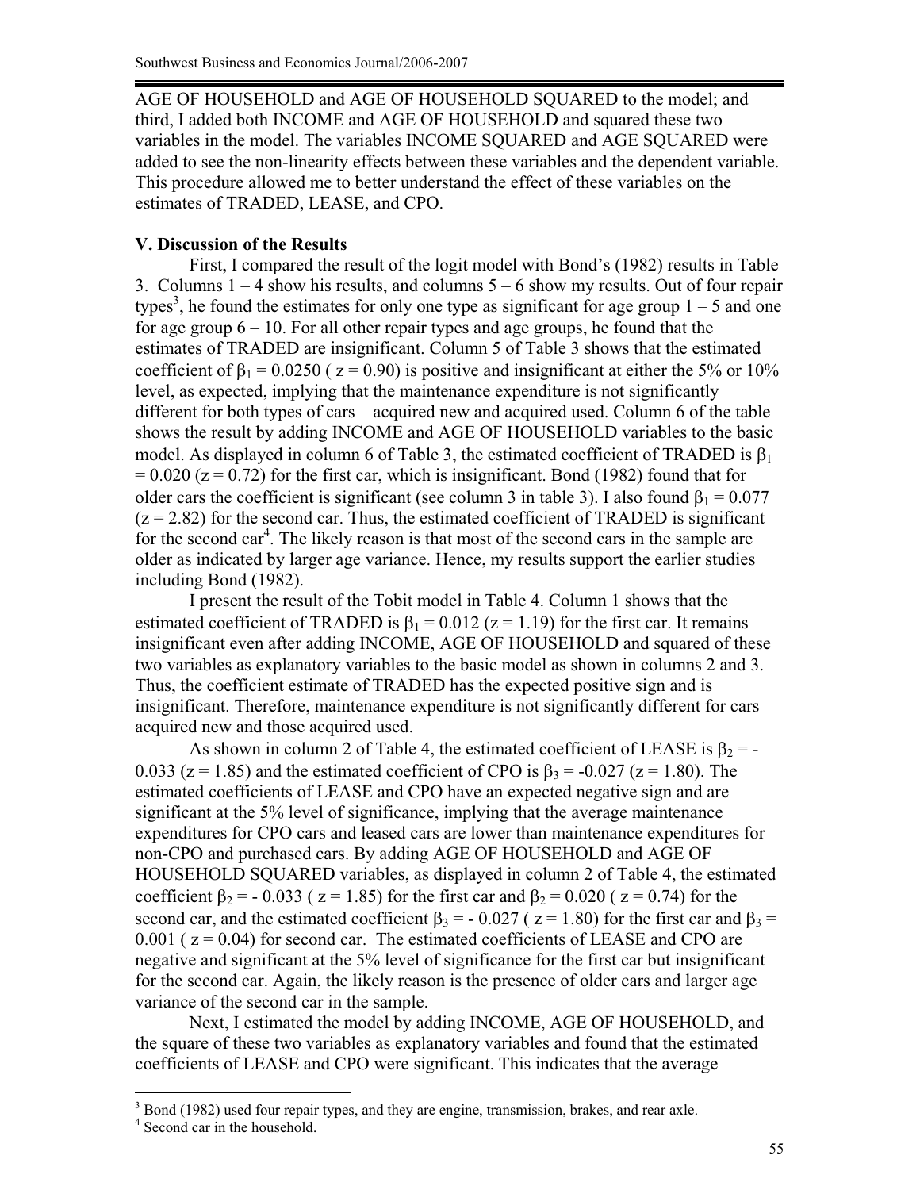AGE OF HOUSEHOLD and AGE OF HOUSEHOLD SQUARED to the model; and third, I added both INCOME and AGE OF HOUSEHOLD and squared these two variables in the model. The variables INCOME SQUARED and AGE SQUARED were added to see the non-linearity effects between these variables and the dependent variable. This procedure allowed me to better understand the effect of these variables on the estimates of TRADED, LEASE, and CPO.

## V. Discussion of the Results

First, I compared the result of the logit model with Bond's (1982) results in Table 3. Columns 1 – 4 show his results, and columns 5 – 6 show my results. Out of four repair types[3], he found the estimates for only one type as significant for age group 1 – 5 and one for age group 6 – 10. For all other repair types and age groups, he found that the estimates of TRADED are insignificant. Column 5 of Table 3 shows that the estimated coefficient of $\beta_1 = 0.0250$ ( $z = 0.90$) is positive and insignificant at either the 5% or 10% level, as expected, implying that the maintenance expenditure is not significantly different for both types of cars – acquired new and acquired used. Column 6 of the table shows the result by adding INCOME and AGE OF HOUSEHOLD variables to the basic model. As displayed in column 6 of Table 3, the estimated coefficient of TRADED is $\beta_1 = 0.020$ ($z = 0.72$) for the first car, which is insignificant. Bond (1982) found that for older cars the coefficient is significant (see column 3 in table 3). I also found $\beta_1 = 0.077$ ($z = 2.82$) for the second car. Thus, the estimated coefficient of TRADED is significant for the second car[4]. The likely reason is that most of the second cars in the sample are older as indicated by larger age variance. Hence, my results support the earlier studies including Bond (1982).

I present the result of the Tobit model in Table 4. Column 1 shows that the estimated coefficient of TRADED is $\beta_1 = 0.012$ ($z = 1.19$) for the first car. It remains insignificant even after adding INCOME, AGE OF HOUSEHOLD and squared of these two variables as explanatory variables to the basic model as shown in columns 2 and 3. Thus, the coefficient estimate of TRADED has the expected positive sign and is insignificant. Therefore, maintenance expenditure is not significantly different for cars acquired new and those acquired used.

As shown in column 2 of Table 4, the estimated coefficient of LEASE is $\beta_2 = -0.033$ ($z = 1.85$) and the estimated coefficient of CPO is $\beta_3 = -0.027$ ($z = 1.80$). The estimated coefficients of LEASE and CPO have an expected negative sign and are significant at the 5% level of significance, implying that the average maintenance expenditures for CPO cars and leased cars are lower than maintenance expenditures for non-CPO and purchased cars. By adding AGE OF HOUSEHOLD and AGE OF HOUSEHOLD SQUARED variables, as displayed in column 2 of Table 4, the estimated coefficient $\beta_2 = -0.033$ ( $z = 1.85$) for the first car and $\beta_2 = 0.020$ ( $z = 0.74$) for the second car, and the estimated coefficient $\beta_3 = -0.027$ ( $z = 1.80$) for the first car and $\beta_3 = 0.001$ ( $z = 0.04$) for second car. The estimated coefficients of LEASE and CPO are negative and significant at the 5% level of significance for the first car but insignificant for the second car. Again, the likely reason is the presence of older cars and larger age variance of the second car in the sample.

Next, I estimated the model by adding INCOME, AGE OF HOUSEHOLD, and the square of these two variables as explanatory variables and found that the estimated coefficients of LEASE and CPO were significant. This indicates that the average

---

[3] Bond (1982) used four repair types, and they are engine, transmission, brakes, and rear axle.

[4] Second car in the household.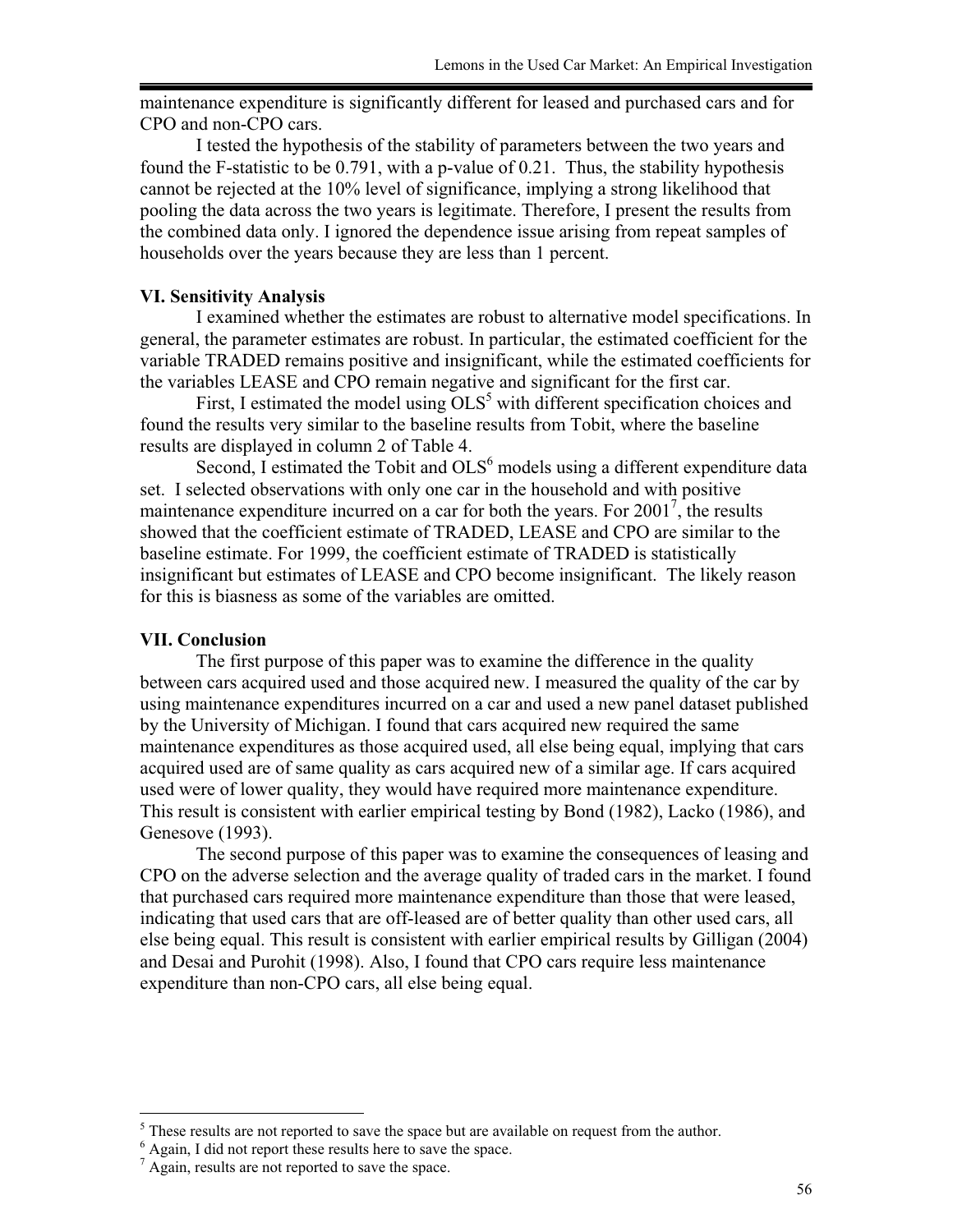maintenance expenditure is significantly different for leased and purchased cars and for CPO and non-CPO cars.

I tested the hypothesis of the stability of parameters between the two years and found the F-statistic to be 0.791, with a p-value of 0.21. Thus, the stability hypothesis cannot be rejected at the 10% level of significance, implying a strong likelihood that pooling the data across the two years is legitimate. Therefore, I present the results from the combined data only. I ignored the dependence issue arising from repeat samples of households over the years because they are less than 1 percent.

**VI. Sensitivity Analysis**

I examined whether the estimates are robust to alternative model specifications. In general, the parameter estimates are robust. In particular, the estimated coefficient for the variable TRADED remains positive and insignificant, while the estimated coefficients for the variables LEASE and CPO remain negative and significant for the first car.

First, I estimated the model using OLS[5] with different specification choices and found the results very similar to the baseline results from Tobit, where the baseline results are displayed in column 2 of Table 4.

Second, I estimated the Tobit and OLS[6] models using a different expenditure data set. I selected observations with only one car in the household and with positive maintenance expenditure incurred on a car for both the years. For 2001[7], the results showed that the coefficient estimate of TRADED, LEASE and CPO are similar to the baseline estimate. For 1999, the coefficient estimate of TRADED is statistically insignificant but estimates of LEASE and CPO become insignificant. The likely reason for this is biasness as some of the variables are omitted.

**VII. Conclusion**

The first purpose of this paper was to examine the difference in the quality between cars acquired used and those acquired new. I measured the quality of the car by using maintenance expenditures incurred on a car and used a new panel dataset published by the University of Michigan. I found that cars acquired new required the same maintenance expenditures as those acquired used, all else being equal, implying that cars acquired used are of same quality as cars acquired new of a similar age. If cars acquired used were of lower quality, they would have required more maintenance expenditure. This result is consistent with earlier empirical testing by Bond (1982), Lacko (1986), and Genesove (1993).

The second purpose of this paper was to examine the consequences of leasing and CPO on the adverse selection and the average quality of traded cars in the market. I found that purchased cars required more maintenance expenditure than those that were leased, indicating that used cars that are off-leased are of better quality than other used cars, all else being equal. This result is consistent with earlier empirical results by Gilligan (2004) and Desai and Purohit (1998). Also, I found that CPO cars require less maintenance expenditure than non-CPO cars, all else being equal.

---

[5] These results are not reported to save the space but are available on request from the author.

[6] Again, I did not report these results here to save the space.

[7] Again, results are not reported to save the space.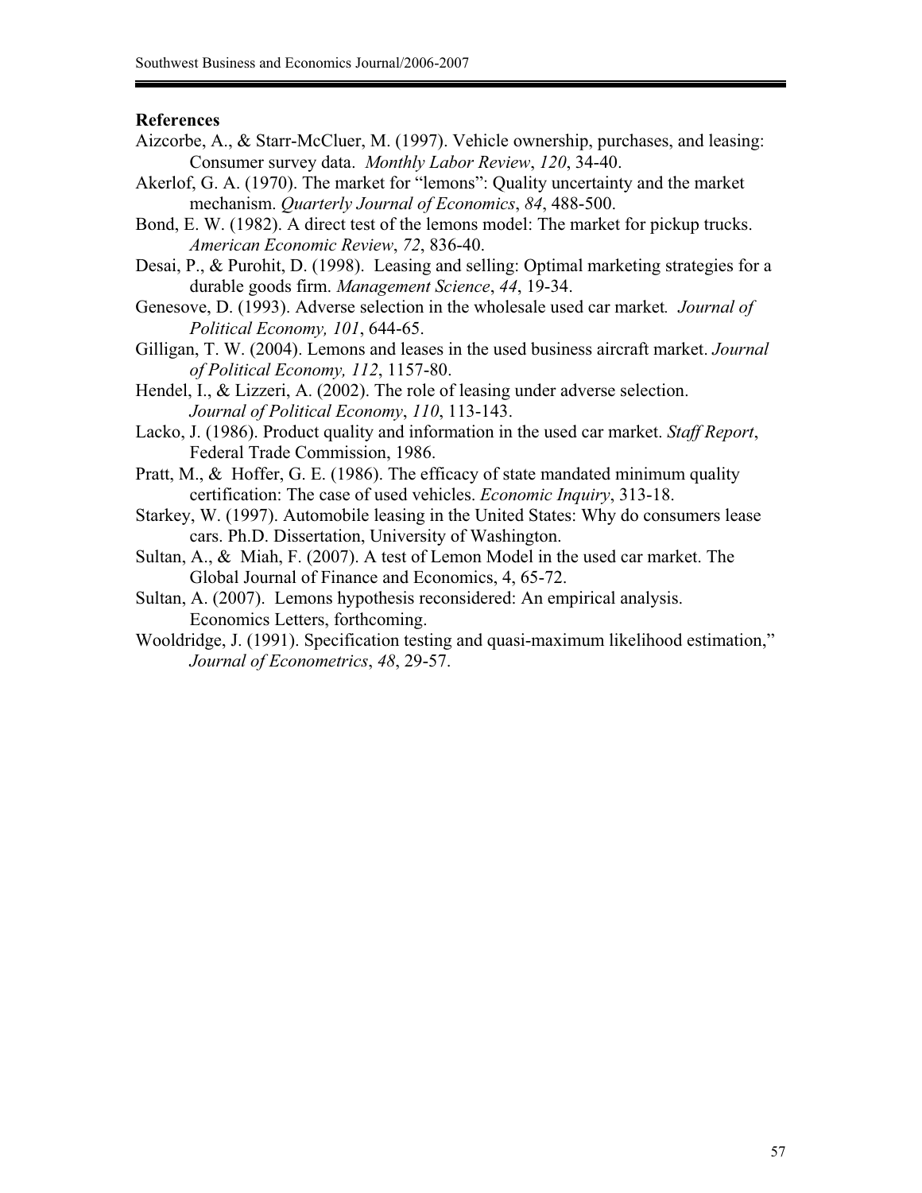## References

Aizcorbe, A., & Starr-McCluer, M. (1997). Vehicle ownership, purchases, and leasing: Consumer survey data. *Monthly Labor Review*, *120*, 34-40.

Akerlof, G. A. (1970). The market for "lemons": Quality uncertainty and the market mechanism. *Quarterly Journal of Economics*, *84*, 488-500.

Bond, E. W. (1982). A direct test of the lemons model: The market for pickup trucks. *American Economic Review*, *72*, 836-40.

Desai, P., & Purohit, D. (1998). Leasing and selling: Optimal marketing strategies for a durable goods firm. *Management Science*, *44*, 19-34.

Genesove, D. (1993). Adverse selection in the wholesale used car market*. Journal of Political Economy, 101*, 644-65.

Gilligan, T. W. (2004). Lemons and leases in the used business aircraft market. *Journal of Political Economy, 112*, 1157-80.

Hendel, I., & Lizzeri, A. (2002). The role of leasing under adverse selection. *Journal of Political Economy*, *110*, 113-143.

Lacko, J. (1986). Product quality and information in the used car market. *Staff Report*, Federal Trade Commission, 1986.

Pratt, M., & Hoffer, G. E. (1986). The efficacy of state mandated minimum quality certification: The case of used vehicles. *Economic Inquiry*, 313-18.

Starkey, W. (1997). Automobile leasing in the United States: Why do consumers lease cars. Ph.D. Dissertation, University of Washington.

Sultan, A., & Miah, F. (2007). A test of Lemon Model in the used car market. The Global Journal of Finance and Economics, 4, 65-72.

Sultan, A. (2007). Lemons hypothesis reconsidered: An empirical analysis. Economics Letters, forthcoming.

Wooldridge, J. (1991). Specification testing and quasi-maximum likelihood estimation," *Journal of Econometrics*, *48*, 29-57.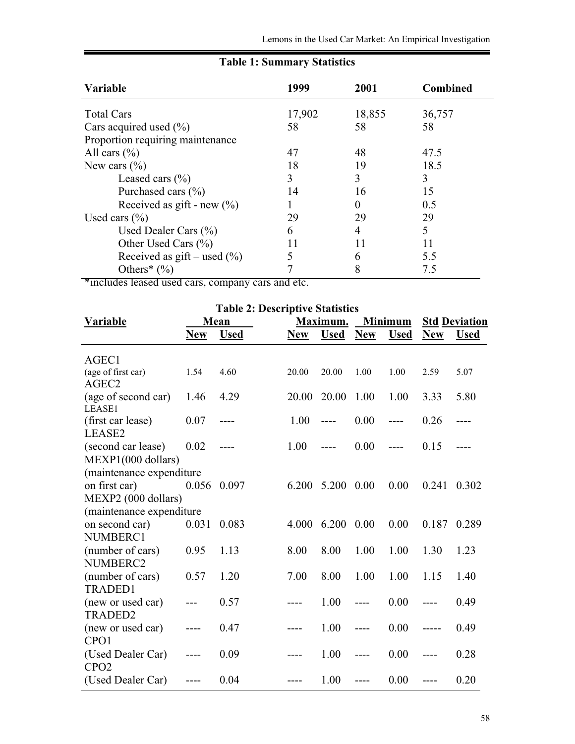**Table 1: Summary Statistics**

| Variable | 1999 | 2001 | Combined |
|---|---|---|---|
| Total Cars | 17,902 | 18,855 | 36,757 |
| Cars acquired used (%) | 58 | 58 | 58 |
| Proportion requiring maintenance | | | |
| All cars (%) | 47 | 48 | 47.5 |
| New cars (%) | 18 | 19 | 18.5 |
| Leased cars (%) | 3 | 3 | 3 |
| Purchased cars (%) | 14 | 16 | 15 |
| Received as gift - new (%) | 1 | 0 | 0.5 |
| Used cars (%) | 29 | 29 | 29 |
| Used Dealer Cars (%) | 6 | 4 | 5 |
| Other Used Cars (%) | 11 | 11 | 11 |
| Received as gift – used (%) | 5 | 6 | 5.5 |
| Others* (%) | 7 | 8 | 7.5 |

*includes leased used cars, company cars and etc.

**Table 2: Descriptive Statistics**

| Variable | Mean | | Maximum. | | Minimum | | Std Deviation | |
|---|---|---|---|---|---|---|---|---|
| | New | Used | New | Used | New | Used | New | Used |
| AGEC1 (age of first car) | 1.54 | 4.60 | 20.00 | 20.00 | 1.00 | 1.00 | 2.59 | 5.07 |
| AGEC2 (age of second car) | 1.46 | 4.29 | 20.00 | 20.00 | 1.00 | 1.00 | 3.33 | 5.80 |
| LEASE1 (first car lease) | 0.07 | ---- | 1.00 | ---- | 0.00 | ---- | 0.26 | ---- |
| LEASE2 (second car lease) | 0.02 | ---- | 1.00 | ---- | 0.00 | ---- | 0.15 | ---- |
| MEXP1(000 dollars) (maintenance expenditure on first car) | 0.056 | 0.097 | 6.200 | 5.200 | 0.00 | 0.00 | 0.241 | 0.302 |
| MEXP2 (000 dollars) (maintenance expenditure on second car) | 0.031 | 0.083 | 4.000 | 6.200 | 0.00 | 0.00 | 0.187 | 0.289 |
| NUMBERC1 (number of cars) | 0.95 | 1.13 | 8.00 | 8.00 | 1.00 | 1.00 | 1.30 | 1.23 |
| NUMBERC2 (number of cars) | 0.57 | 1.20 | 7.00 | 8.00 | 1.00 | 1.00 | 1.15 | 1.40 |
| TRADED1 (new or used car) | --- | 0.57 | ---- | 1.00 | ---- | 0.00 | ---- | 0.49 |
| TRADED2 (new or used car) | ---- | 0.47 | ---- | 1.00 | ---- | 0.00 | ----- | 0.49 |
| CPO1 (Used Dealer Car) | ---- | 0.09 | ---- | 1.00 | ---- | 0.00 | ---- | 0.28 |
| CPO2 (Used Dealer Car) | ---- | 0.04 | ---- | 1.00 | ---- | 0.00 | ---- | 0.20 |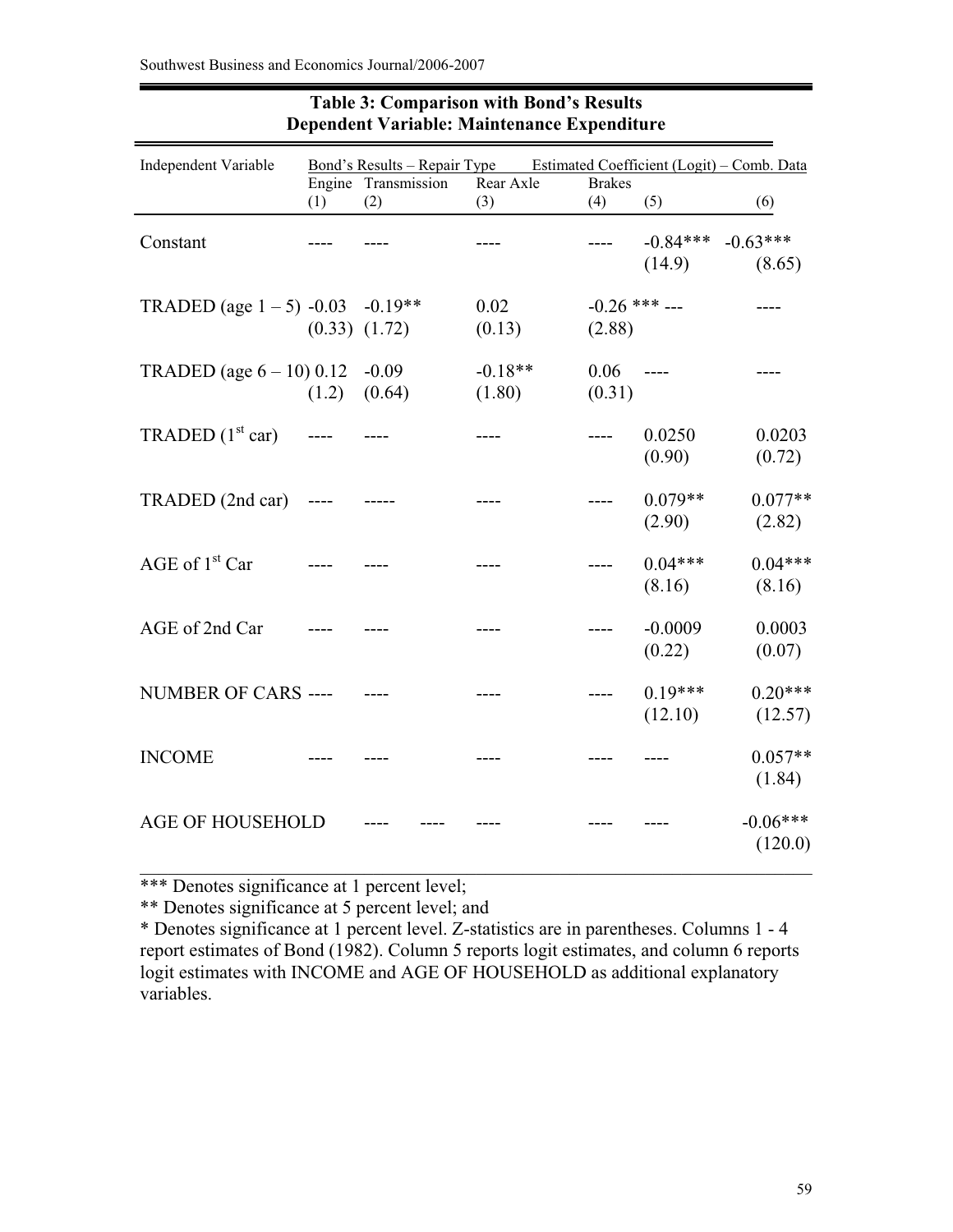**Table 3: Comparison with Bond's Results**
**Dependent Variable: Maintenance Expenditure**

| Independent Variable | Bond's Results – Repair Type | | | | Estimated Coefficient (Logit) – Comb. Data | |
|---|---|---|---|---|---|---|
| | Engine (1) | Transmission (2) | Rear Axle (3) | Brakes (4) | (5) | (6) |
| Constant | ---- | ---- | ---- | ---- | -0.84*** (14.9) | -0.63*** (8.65) |
| TRADED (age 1 – 5) | -0.03 (0.33) | -0.19** (1.72) | 0.02 (0.13) | -0.26 *** (2.88) | --- | ---- |
| TRADED (age 6 – 10) | 0.12 (1.2) | -0.09 (0.64) | -0.18** (1.80) | 0.06 (0.31) | ---- | ---- |
| TRADED (1st car) | ---- | ---- | ---- | ---- | 0.0250 (0.90) | 0.0203 (0.72) |
| TRADED (2nd car) | ---- | ----- | ---- | ---- | 0.079** (2.90) | 0.077** (2.82) |
| AGE of 1st Car | ---- | ---- | ---- | ---- | 0.04*** (8.16) | 0.04*** (8.16) |
| AGE of 2nd Car | ---- | ---- | ---- | ---- | -0.0009 (0.22) | 0.0003 (0.07) |
| NUMBER OF CARS | ---- | ---- | ---- | ---- | 0.19*** (12.10) | 0.20*** (12.57) |
| INCOME | ---- | ---- | ---- | ---- | ---- | 0.057** (1.84) |
| AGE OF HOUSEHOLD | ---- | ---- | ---- | ---- | ---- | -0.06*** (120.0) |

*** Denotes significance at 1 percent level;

** Denotes significance at 5 percent level; and

* Denotes significance at 1 percent level. Z-statistics are in parentheses. Columns 1 - 4 report estimates of Bond (1982). Column 5 reports logit estimates, and column 6 reports logit estimates with INCOME and AGE OF HOUSEHOLD as additional explanatory variables.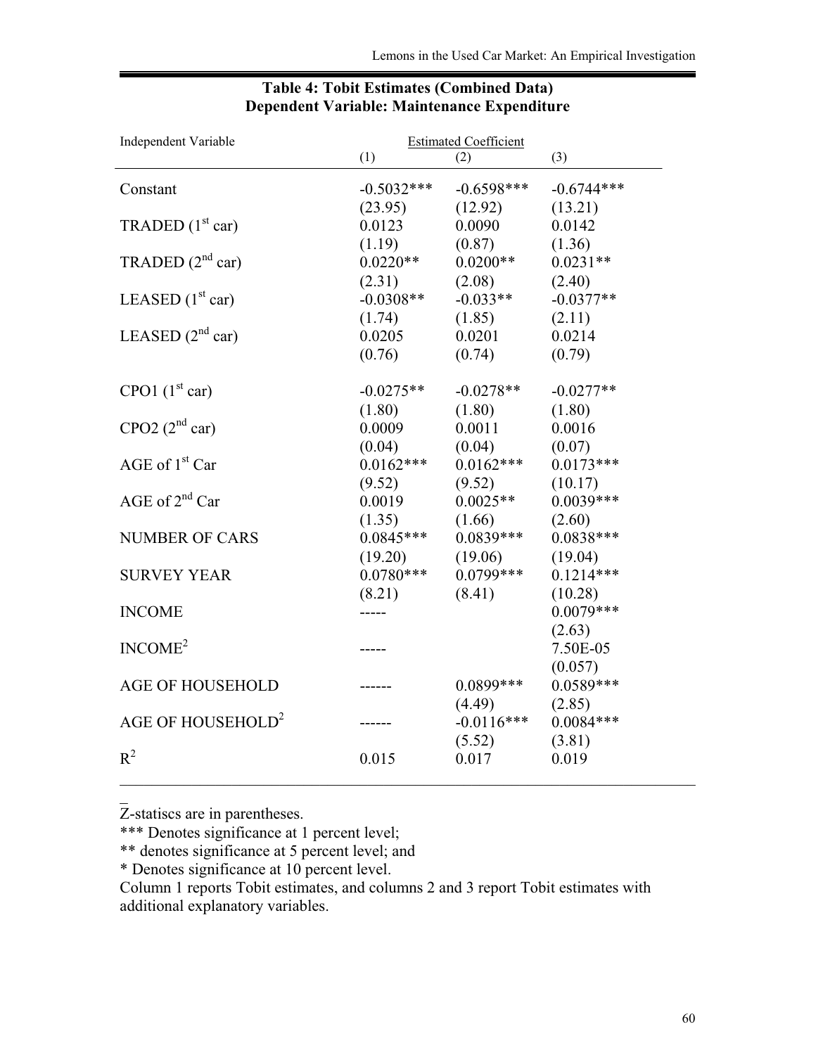**Table 4: Tobit Estimates (Combined Data)**
**Dependent Variable: Maintenance Expenditure**

| Independent Variable | Estimated Coefficient | | |
|---|---|---|---|
| | (1) | (2) | (3) |
| Constant | -0.5032*** | -0.6598*** | -0.6744*** |
| | (23.95) | (12.92) | (13.21) |
| TRADED ($1^{st}$ car) | 0.0123 | 0.0090 | 0.0142 |
| | (1.19) | (0.87) | (1.36) |
| TRADED ($2^{nd}$ car) | 0.0220** | 0.0200** | 0.0231** |
| | (2.31) | (2.08) | (2.40) |
| LEASED ($1^{st}$ car) | -0.0308** | -0.033** | -0.0377** |
| | (1.74) | (1.85) | (2.11) |
| LEASED ($2^{nd}$ car) | 0.0205 | 0.0201 | 0.0214 |
| | (0.76) | (0.74) | (0.79) |
| CPO1 ($1^{st}$ car) | -0.0275** | -0.0278** | -0.0277** |
| | (1.80) | (1.80) | (1.80) |
| CPO2 ($2^{nd}$ car) | 0.0009 | 0.0011 | 0.0016 |
| | (0.04) | (0.04) | (0.07) |
| AGE of $1^{st}$ Car | 0.0162*** | 0.0162*** | 0.0173*** |
| | (9.52) | (9.52) | (10.17) |
| AGE of $2^{nd}$ Car | 0.0019 | 0.0025** | 0.0039*** |
| | (1.35) | (1.66) | (2.60) |
| NUMBER OF CARS | 0.0845*** | 0.0839*** | 0.0838*** |
| | (19.20) | (19.06) | (19.04) |
| SURVEY YEAR | 0.0780*** | 0.0799*** | 0.1214*** |
| | (8.21) | (8.41) | (10.28) |
| INCOME | ----- | | 0.0079*** |
| | | | (2.63) |
| INCOME$^2$ | ----- | | 7.50E-05 |
| | | | (0.057) |
| AGE OF HOUSEHOLD | ------ | 0.0899*** | 0.0589*** |
| | | (4.49) | (2.85) |
| AGE OF HOUSEHOLD$^2$ | ------ | -0.0116*** | 0.0084*** |
| | | (5.52) | (3.81) |
| $R^2$ | 0.015 | 0.017 | 0.019 |

Z-statiscs are in parentheses.

*** Denotes significance at 1 percent level;

** denotes significance at 5 percent level; and

* Denotes significance at 10 percent level.

Column 1 reports Tobit estimates, and columns 2 and 3 report Tobit estimates with additional explanatory variables.